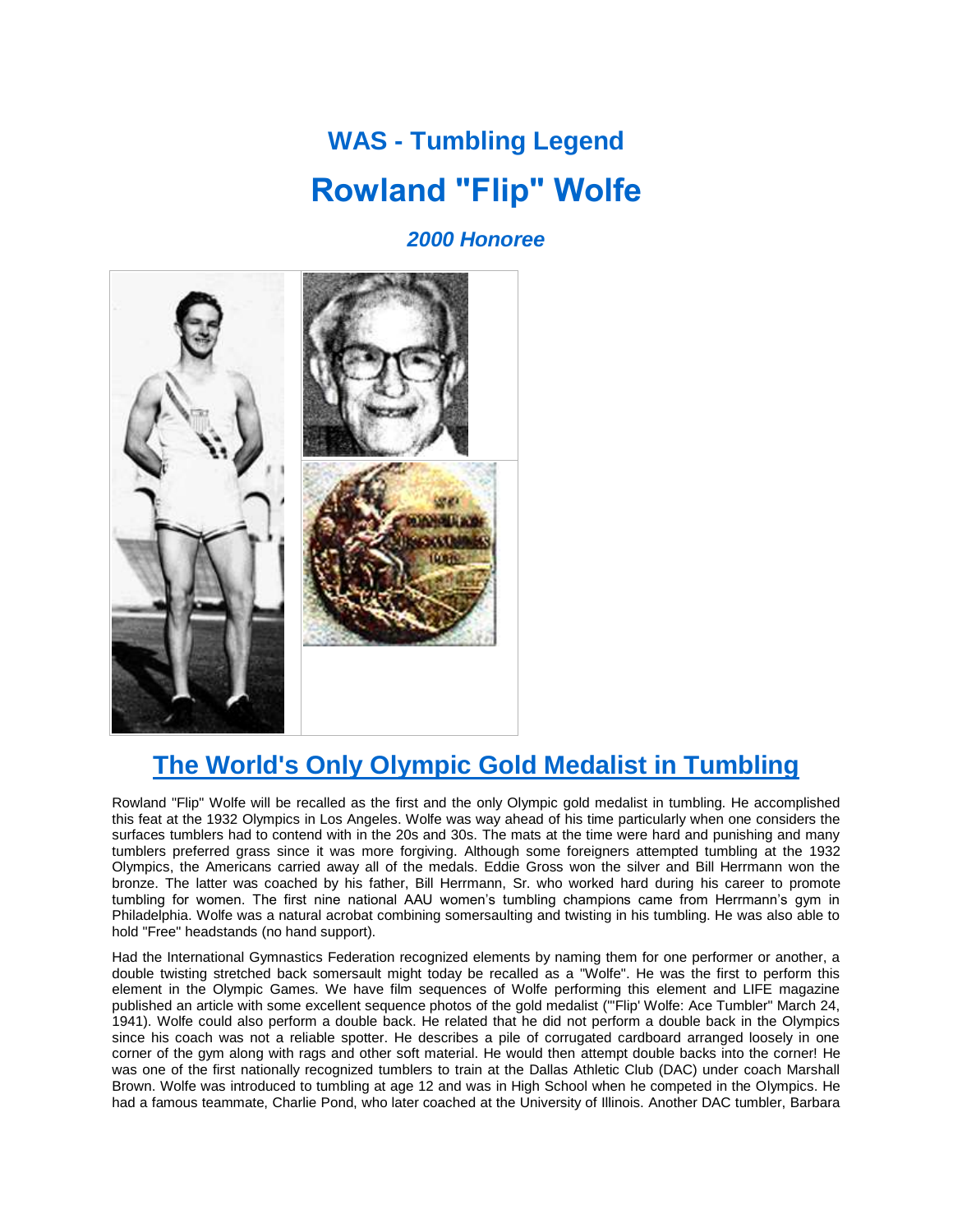# WAS - Tumbling Legend

# Rowland "Flip" Wolfe

### *2000 Honoree*

## The World's Only Olympic Gold Medalist in Tumbling

Rowland "Flip" Wolfe will be recalled as the first and the only Olympic gold medalist in tumbling. He accomplished this feat at the 1932 Olympics in Los Angeles. Wolfe was way ahead of his time particularly when one considers the surfaces tumblers had to contend with in the 20s and 30s. The mats at the time were hard and punishing and many tumblers preferred grass since it was more forgiving. Although some foreigners attempted tumbling at the 1932 Olympics, the Americans carried away all of the medals. Eddie Gross won the silver and Bill Herrmann won the bronze. The latter was coached by his father, Bill Herrmann, Sr. who worked hard during his career to promote tumbling for women. The first nine national AAU women's tumbling champions came from Herrmann's gym in Philadelphia. Wolfe was a natural acrobat combining somersaulting and twisting in his tumbling. He was also able to hold "Free" headstands (no hand support).

Had the International Gymnastics Federation recognized elements by naming them for one performer or another, a double twisting stretched back somersault might today be recalled as a "Wolfe". He was the first to perform this element in the Olympic Games. We have film sequences of Wolfe performing this element and LIFE magazine published an article with some excellent sequence photos of the gold medalist ("'Flip' Wolfe: Ace Tumbler" March 24, 1941). Wolfe could also perform a double back. He related that he did not perform a double back in the Olympics since his coach was not a reliable spotter. He describes a pile of corrugated cardboard arranged loosely in one corner of the gym along with rags and other soft material. He would then attempt double backs into the corner! He was one of the first nationally recognized tumblers to train at the Dallas Athletic Club (DAC) under coach Marshall Brown. Wolfe was introduced to tumbling at age 12 and was in High School when he competed in the Olympics. He had a famous teammate, Charlie Pond, who later coached at the University of Illinois. Another DAC tumbler, Barbara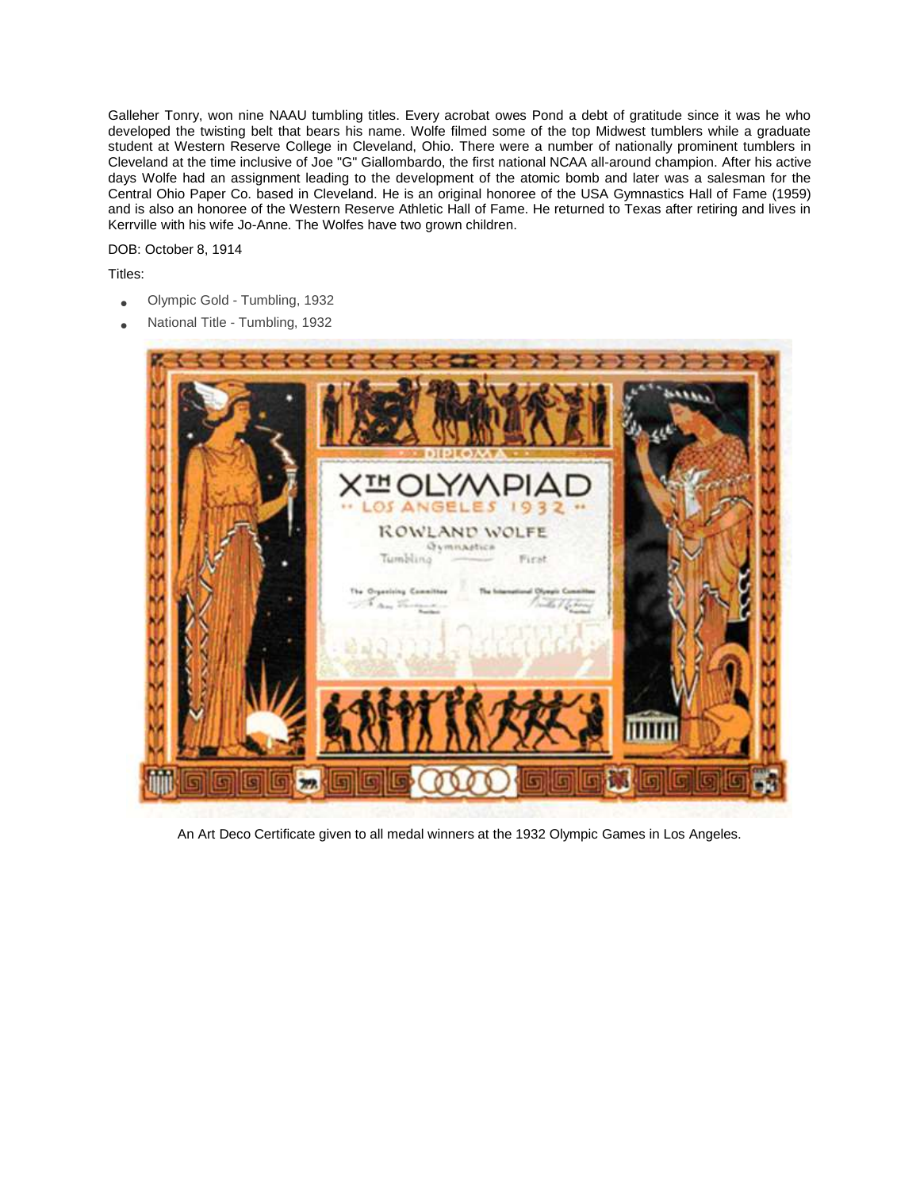Galleher Tonry, won nine NAAU tumbling titles. Every acrobat owes Pond a debt of gratitude since it was he who developed the twisting belt that bears his name. Wolfe filmed some of the top Midwest tumblers while a graduate student at Western Reserve College in Cleveland, Ohio. There were a number of nationally prominent tumblers in Cleveland at the time inclusive of Joe "G" Giallombardo, the first national NCAA all-around champion. After his active days Wolfe had an assignment leading to the development of the atomic bomb and later was a salesman for the Central Ohio Paper Co. based in Cleveland. He is an original honoree of the USA Gymnastics Hall of Fame (1959) and is also an honoree of the Western Reserve Athletic Hall of Fame. He returned to Texas after retiring and lives in Kerrville with his wife Jo-Anne. The Wolfes have two grown children.

DOB: October 8, 1914

Titles:

- Olympic Gold - Tumbling, 1932
- National Title - Tumbling, 1932

An Art Deco Certificate given to all medal winners at the 1932 Olympic Games in Los Angeles.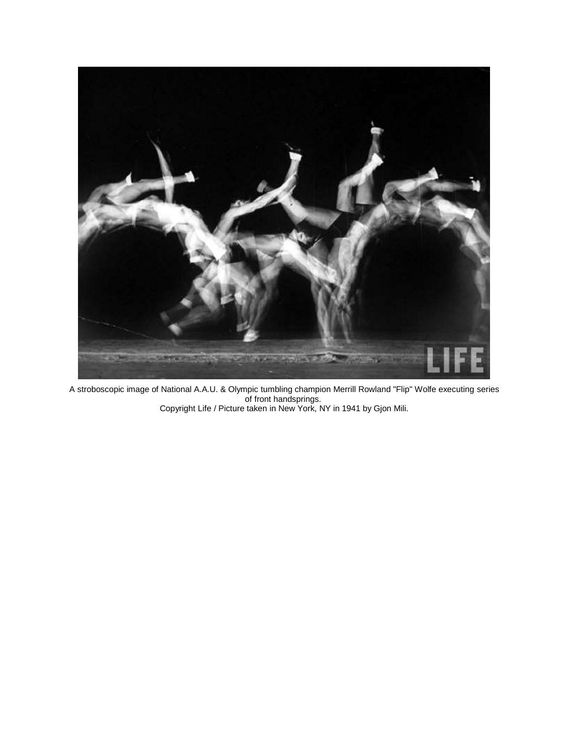A stroboscopic image of National A.A.U. & Olympic tumbling champion Merrill Rowland "Flip" Wolfe executing series of front handsprings.
Copyright Life / Picture taken in New York, NY in 1941 by Gjon Mili.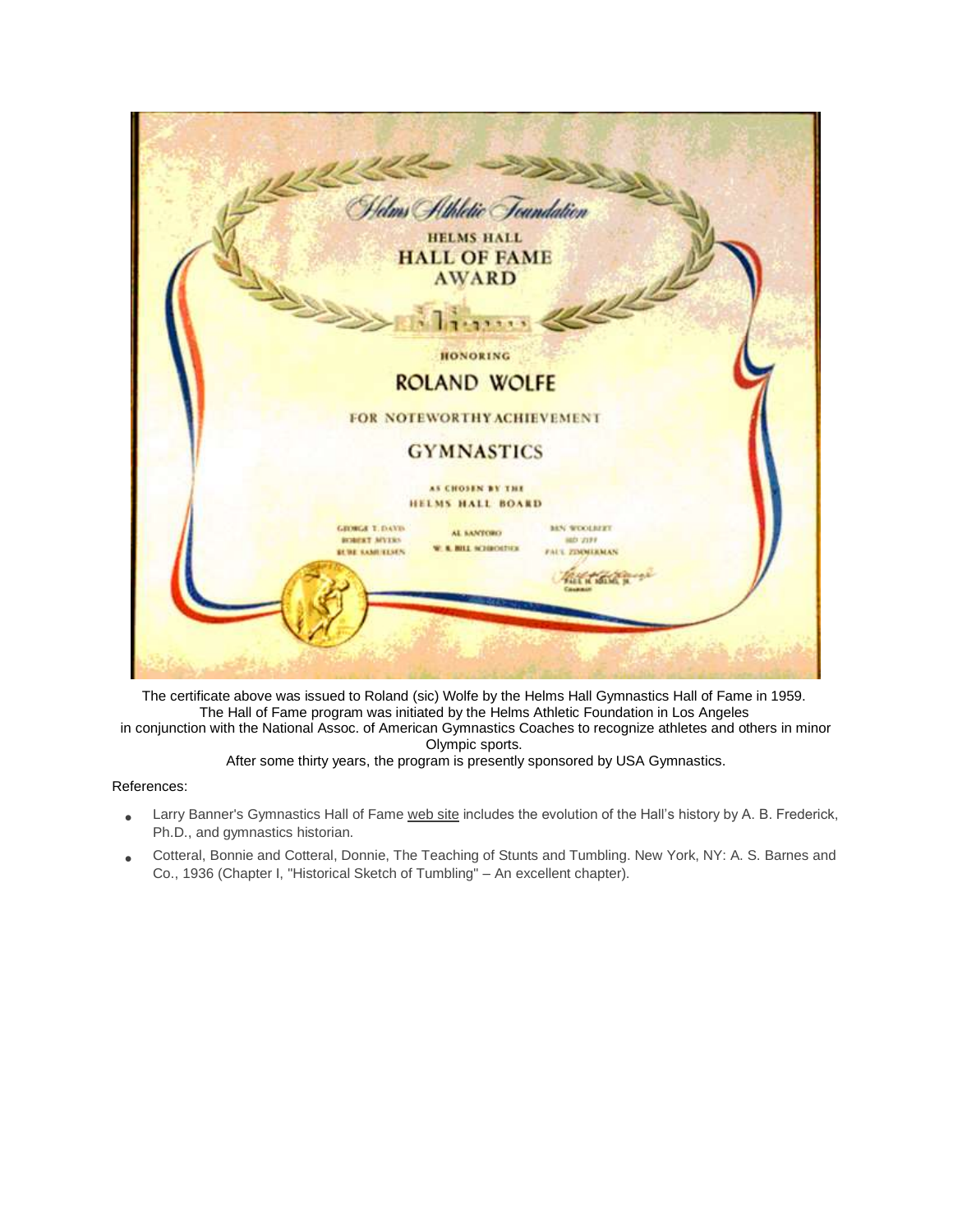Helms Athletic Foundation

HELMS HALL
HALL OF FAME
AWARD

HONORING

ROLAND WOLFE

FOR NOTEWORTHY ACHIEVEMENT

GYMNASTICS

AS CHOSEN BY THE
HELMS HALL BOARD

GEORGE T. DAVIS
ROBERT MYERS
RUBE SAMUELSEN

AL SANTORO
W. R. BILL SCHROEDER

BEN WOOLBERT
SID ZIFF
PAUL ZIMMERMAN

PAUL H. HELMS, JR.
CHAIRMAN

The certificate above was issued to Roland (sic) Wolfe by the Helms Hall Gymnastics Hall of Fame in 1959.
The Hall of Fame program was initiated by the Helms Athletic Foundation in Los Angeles
in conjunction with the National Assoc. of American Gymnastics Coaches to recognize athletes and others in minor Olympic sports.
After some thirty years, the program is presently sponsored by USA Gymnastics.

References:

- Larry Banner's Gymnastics Hall of Fame web site includes the evolution of the Hall's history by A. B. Frederick, Ph.D., and gymnastics historian.
- Cotteral, Bonnie and Cotteral, Donnie, The Teaching of Stunts and Tumbling. New York, NY: A. S. Barnes and Co., 1936 (Chapter I, "Historical Sketch of Tumbling" – An excellent chapter).